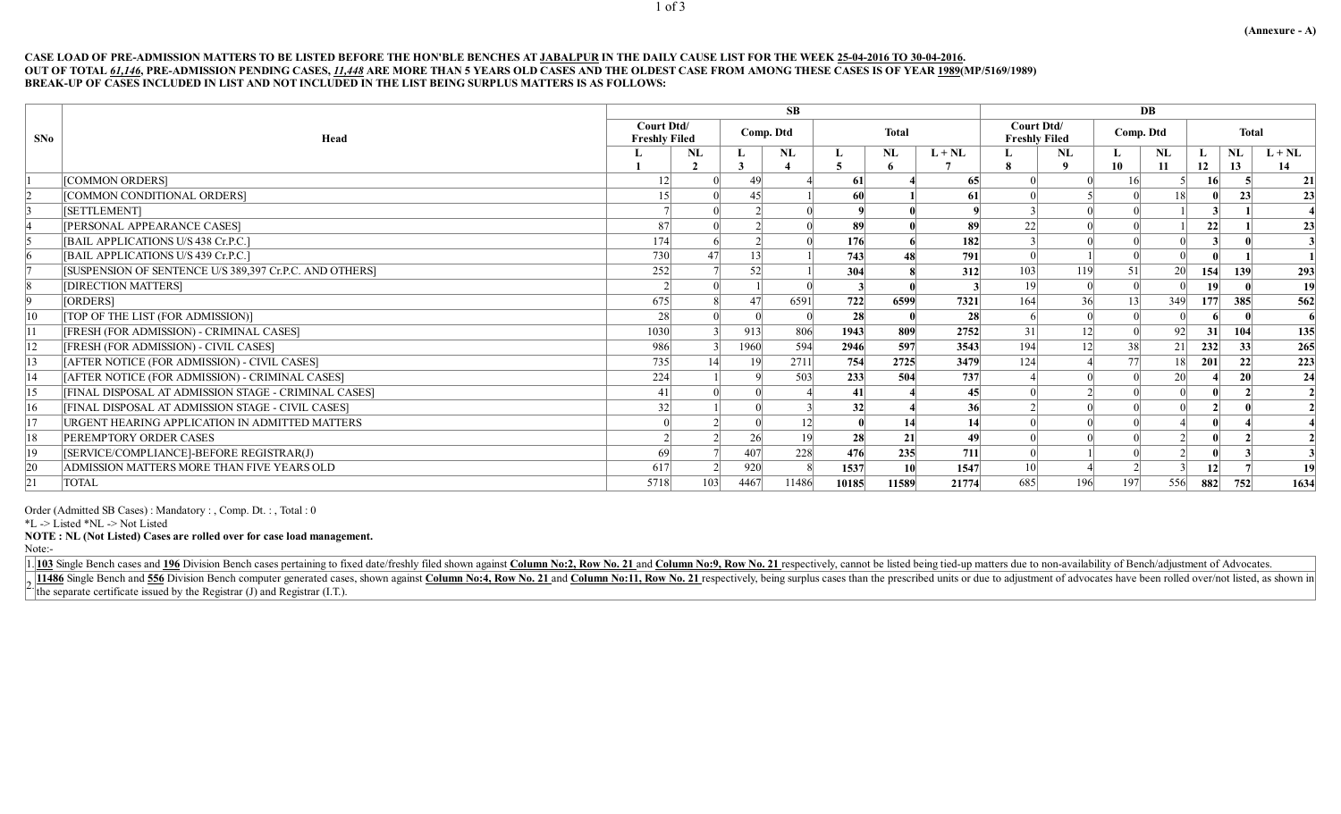**(Annexure - A)**

**CASE LOAD OF PRE-ADMISSION MATTERS TO BE LISTED BEFORE THE HON'BLE BENCHES AT JABALPUR IN THE DAILY CAUSE LIST FOR THE WEEK 25-04-2016 TO 30-04-2016.**
**OUT OF TOTAL *61,146*, PRE-ADMISSION PENDING CASES, *11,448* ARE MORE THAN 5 YEARS OLD CASES AND THE OLDEST CASE FROM AMONG THESE CASES IS OF YEAR 1989(MP/5169/1989)**
**BREAK-UP OF CASES INCLUDED IN LIST AND NOT INCLUDED IN THE LIST BEING SURPLUS MATTERS IS AS FOLLOWS:**

| SNo | Head | SB | | | | | | | DB | | | | | | |
|---|---|---|---|---|---|---|---|---|---|---|---|---|---|---|---|
| | | Court Dtd/ Freshly Filed | | Comp. Dtd | | Total | | | Court Dtd/ Freshly Filed | | Comp. Dtd | | Total | | |
| | | L | NL | L | NL | L | NL | L + NL | L | NL | L | NL | L | NL | L + NL |
| | | 1 | 2 | 3 | 4 | 5 | 6 | 7 | 8 | 9 | 10 | 11 | 12 | 13 | 14 |
| 1 | [COMMON ORDERS] | 12 | 0 | 49 | 4 | **61** | **4** | **65** | 0 | 0 | 16 | 5 | **16** | **5** | **21** |
| 2 | [COMMON CONDITIONAL ORDERS] | 15 | 0 | 45 | 1 | **60** | **1** | **61** | 0 | 5 | 0 | 18 | **0** | **23** | **23** |
| 3 | [SETTLEMENT] | 7 | 0 | 2 | 0 | **9** | **0** | **9** | 3 | 0 | 0 | 1 | **3** | **1** | **4** |
| 4 | [PERSONAL APPEARANCE CASES] | 87 | 0 | 2 | 0 | **89** | **0** | **89** | 22 | 0 | 0 | 1 | **22** | **1** | **23** |
| 5 | [BAIL APPLICATIONS U/S 438 Cr.P.C.] | 174 | 6 | 2 | 0 | **176** | **6** | **182** | 3 | 0 | 0 | 0 | **3** | **0** | **3** |
| 6 | [BAIL APPLICATIONS U/S 439 Cr.P.C.] | 730 | 47 | 13 | 1 | **743** | **48** | **791** | 0 | 1 | 0 | 0 | **0** | **1** | **1** |
| 7 | [SUSPENSION OF SENTENCE U/S 389,397 Cr.P.C. AND OTHERS] | 252 | 7 | 52 | 1 | **304** | **8** | **312** | 103 | 119 | 51 | 20 | **154** | **139** | **293** |
| 8 | [DIRECTION MATTERS] | 2 | 0 | 1 | 0 | **3** | **0** | **3** | 19 | 0 | 0 | 0 | **19** | **0** | **19** |
| 9 | [ORDERS] | 675 | 8 | 47 | 6591 | **722** | **6599** | **7321** | 164 | 36 | 13 | 349 | **177** | **385** | **562** |
| 10 | [TOP OF THE LIST (FOR ADMISSION)] | 28 | 0 | 0 | 0 | **28** | **0** | **28** | 6 | 0 | 0 | 0 | **6** | **0** | **6** |
| 11 | [FRESH (FOR ADMISSION) - CRIMINAL CASES] | 1030 | 3 | 913 | 806 | **1943** | **809** | **2752** | 31 | 12 | 0 | 92 | **31** | **104** | **135** |
| 12 | [FRESH (FOR ADMISSION) - CIVIL CASES] | 986 | 3 | 1960 | 594 | **2946** | **597** | **3543** | 194 | 12 | 38 | 21 | **232** | **33** | **265** |
| 13 | [AFTER NOTICE (FOR ADMISSION) - CIVIL CASES] | 735 | 14 | 19 | 2711 | **754** | **2725** | **3479** | 124 | 4 | 77 | 18 | **201** | **22** | **223** |
| 14 | [AFTER NOTICE (FOR ADMISSION) - CRIMINAL CASES] | 224 | 1 | 9 | 503 | **233** | **504** | **737** | 4 | 0 | 0 | 20 | **4** | **20** | **24** |
| 15 | [FINAL DISPOSAL AT ADMISSION STAGE - CRIMINAL CASES] | 41 | 0 | 0 | 4 | **41** | **4** | **45** | 0 | 2 | 0 | 0 | **0** | **2** | **2** |
| 16 | [FINAL DISPOSAL AT ADMISSION STAGE - CIVIL CASES] | 32 | 1 | 0 | 3 | **32** | **4** | **36** | 2 | 0 | 0 | 0 | **2** | **0** | **2** |
| 17 | URGENT HEARING APPLICATION IN ADMITTED MATTERS | 0 | 2 | 0 | 12 | **0** | **14** | **14** | 0 | 0 | 0 | 4 | **0** | **4** | **4** |
| 18 | PEREMPTORY ORDER CASES | 2 | 2 | 26 | 19 | **28** | **21** | **49** | 0 | 0 | 0 | 2 | **0** | **2** | **2** |
| 19 | [SERVICE/COMPLIANCE]-BEFORE REGISTRAR(J) | 69 | 7 | 407 | 228 | **476** | **235** | **711** | 0 | 1 | 0 | 2 | **0** | **3** | **3** |
| 20 | ADMISSION MATTERS MORE THAN FIVE YEARS OLD | 617 | 2 | 920 | 8 | **1537** | **10** | **1547** | 10 | 4 | 2 | 3 | **12** | **7** | **19** |
| 21 | TOTAL | 5718 | 103 | 4467 | 11486 | **10185** | **11589** | **21774** | 685 | 196 | 197 | 556 | **882** | **752** | **1634** |

Order (Admitted SB Cases) : Mandatory : , Comp. Dt. : , Total : 0

*L -> Listed *NL -> Not Listed

**NOTE : NL (Not Listed) Cases are rolled over for case load management.**

Note:-

1. **103** Single Bench cases and **196** Division Bench cases pertaining to fixed date/freshly filed shown against **Column No:2, Row No. 21** and **Column No:9, Row No. 21** respectively, cannot be listed being tied-up matters due to non-availability of Bench/adjustment of Advocates.
2. **11486** Single Bench and **556** Division Bench computer generated cases, shown against **Column No:4, Row No. 21** and **Column No:11, Row No. 21** respectively, being surplus cases than the prescribed units or due to adjustment of advocates have been rolled over/not listed, as shown in the separate certificate issued by the Registrar (J) and Registrar (I.T.).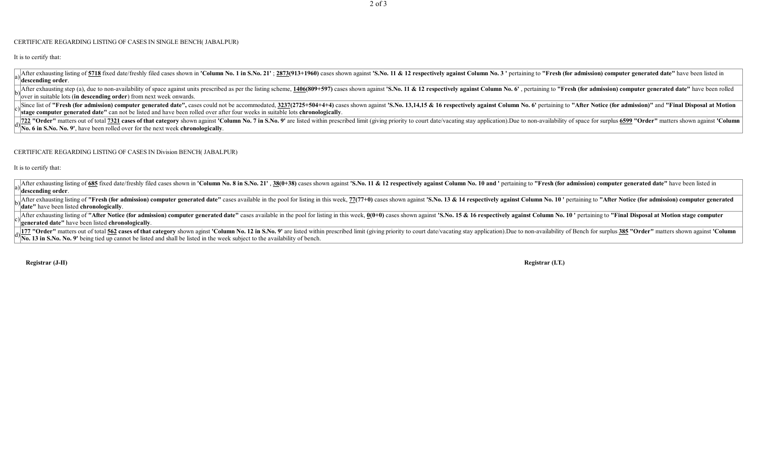CERTIFICATE REGARDING LISTING OF CASES IN SINGLE BENCH( JABALPUR)

It is to certify that:

| | |
|---|---|
| a) | After exhausting listing of <u>5718</u> fixed date/freshly filed cases shown in **'Column No. 1 in S.No. 21'** ; **<u>2873</u>(913+1960)** cases shown against **'S.No. 11 & 12 respectively against Column No. 3 '** pertaining to **"Fresh (for admission) computer generated date"** have been listed in **descending order**. |
| b) | After exhausting step (a), due to non-availability of space against units prescribed as per the listing scheme, **<u>1406</u>(809+597)** cases shown against **'S.No. 11 & 12 respectively against Column No. 6'** , pertaining to **"Fresh (for admission) computer generated date"** have been rolled over in suitable lots (**in descending order**) from next week onwards. |
| c) | Since list of **"Fresh (for admission) computer generated date",** cases could not be accommodated, **<u>3237</u>(2725+504+4+4)** cases shown against **'S.No. 13,14,15 & 16 respectively against Column No. 6'** pertaining to **"After Notice (for admission)"** and **"Final Disposal at Motion stage computer generated date"** can not be listed and have been rolled over after four weeks in suitable lots **chronologically**. |
| d) | **<u>722</u> "Order"** matters out of total **<u>7321</u> cases of that category** shown against **'Column No. 7 in S.No. 9'** are listed within prescribed limit (giving priority to court date/vacating stay application).Due to non-availability of space for surplus **<u>6599</u> "Order"** matters shown against **'Column No. 6 in S.No. No. 9'**, have been rolled over for the next week **chronologically**. |

CERTIFICATE REGARDING LISTING OF CASES IN Division BENCH( JABALPUR)

It is to certify that:

| | |
|---|---|
| a) | After exhausting listing of **<u>685</u>** fixed date/freshly filed cases shown in **'Column No. 8 in S.No. 21'** , **<u>38</u>(0+38)** cases shown against **'S.No. 11 & 12 respectively against Column No. 10 and '** pertaining to **"Fresh (for admission) computer generated date"** have been listed in **descending order**. |
| b) | After exhausting listing of **"Fresh (for admission) computer generated date"** cases available in the pool for listing in this week, **<u>77</u>(77+0)** cases shown against **'S.No. 13 & 14 respectively against Column No. 10 '** pertaining to **"After Notice (for admission) computer generated date"** have been listed **chronologically**. |
| c) | After exhausting listing of **"After Notice (for admission) computer generated date"** cases available in the pool for listing in this week, **<u>0</u>(0+0)** cases shown against **'S.No. 15 & 16 respectively against Column No. 10 '** pertaining to **"Final Disposal at Motion stage computer generated date"** have been listed **chronologically**. |
| d) | **<u>177</u> "Order"** matters out of total **<u>562</u> cases of that category** shown aginst **'Column No. 12 in S.No. 9'** are listed within prescribed limit (giving priority to court date/vacating stay application).Due to non-availability of Bench for surplus **<u>385</u> "Order"** matters shown against **'Column No. 13 in S.No. No. 9'** being tied up cannot be listed and shall be listed in the week subject to the availability of bench. |

**Registrar (J-II)** **Registrar (I.T.)**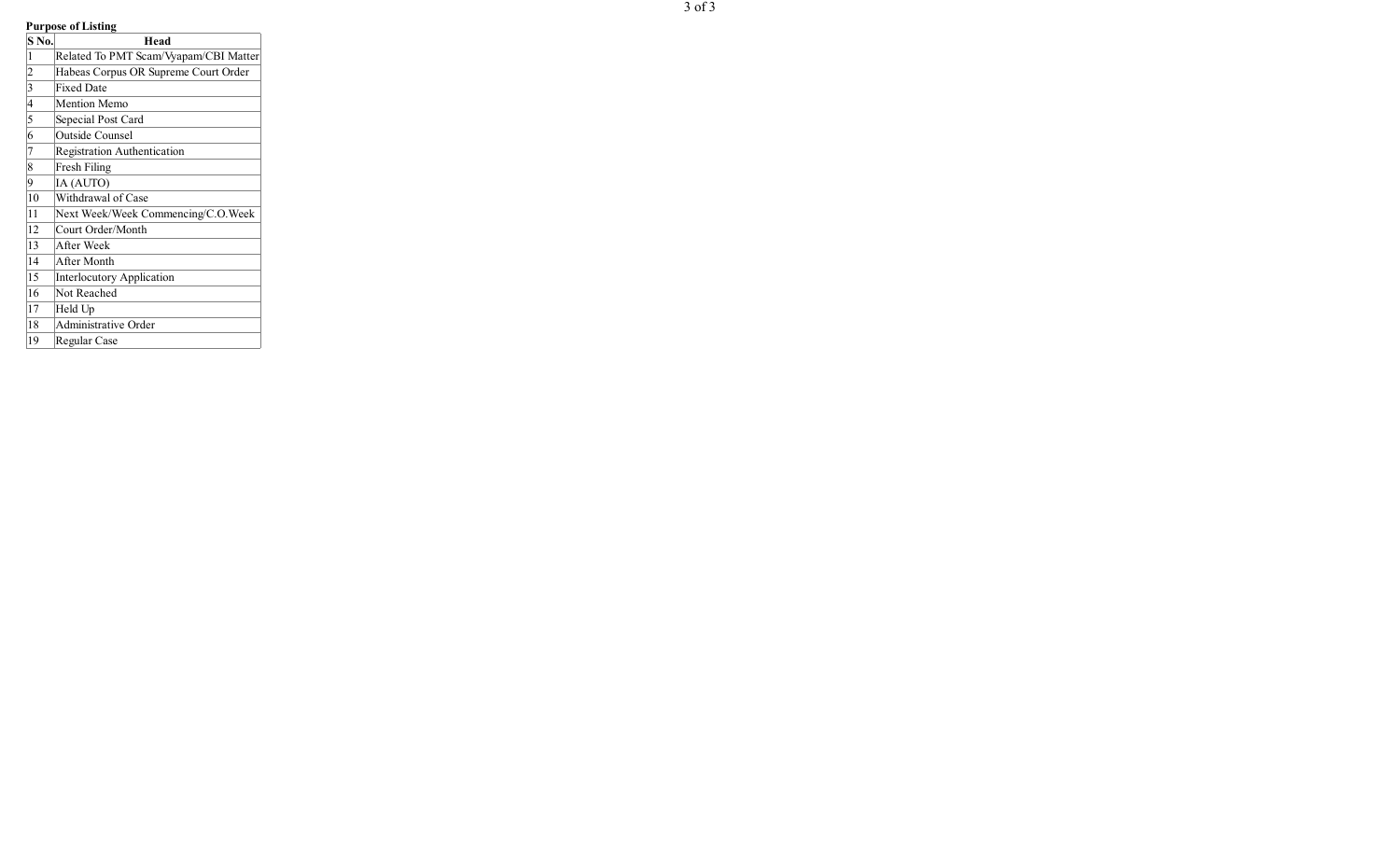**Purpose of Listing**

| S No. | Head |
|---|---|
| 1 | Related To PMT Scam/Vyapam/CBI Matter |
| 2 | Habeas Corpus OR Supreme Court Order |
| 3 | Fixed Date |
| 4 | Mention Memo |
| 5 | Sepecial Post Card |
| 6 | Outside Counsel |
| 7 | Registration Authentication |
| 8 | Fresh Filing |
| 9 | IA (AUTO) |
| 10 | Withdrawal of Case |
| 11 | Next Week/Week Commencing/C.O.Week |
| 12 | Court Order/Month |
| 13 | After Week |
| 14 | After Month |
| 15 | Interlocutory Application |
| 16 | Not Reached |
| 17 | Held Up |
| 18 | Administrative Order |
| 19 | Regular Case |